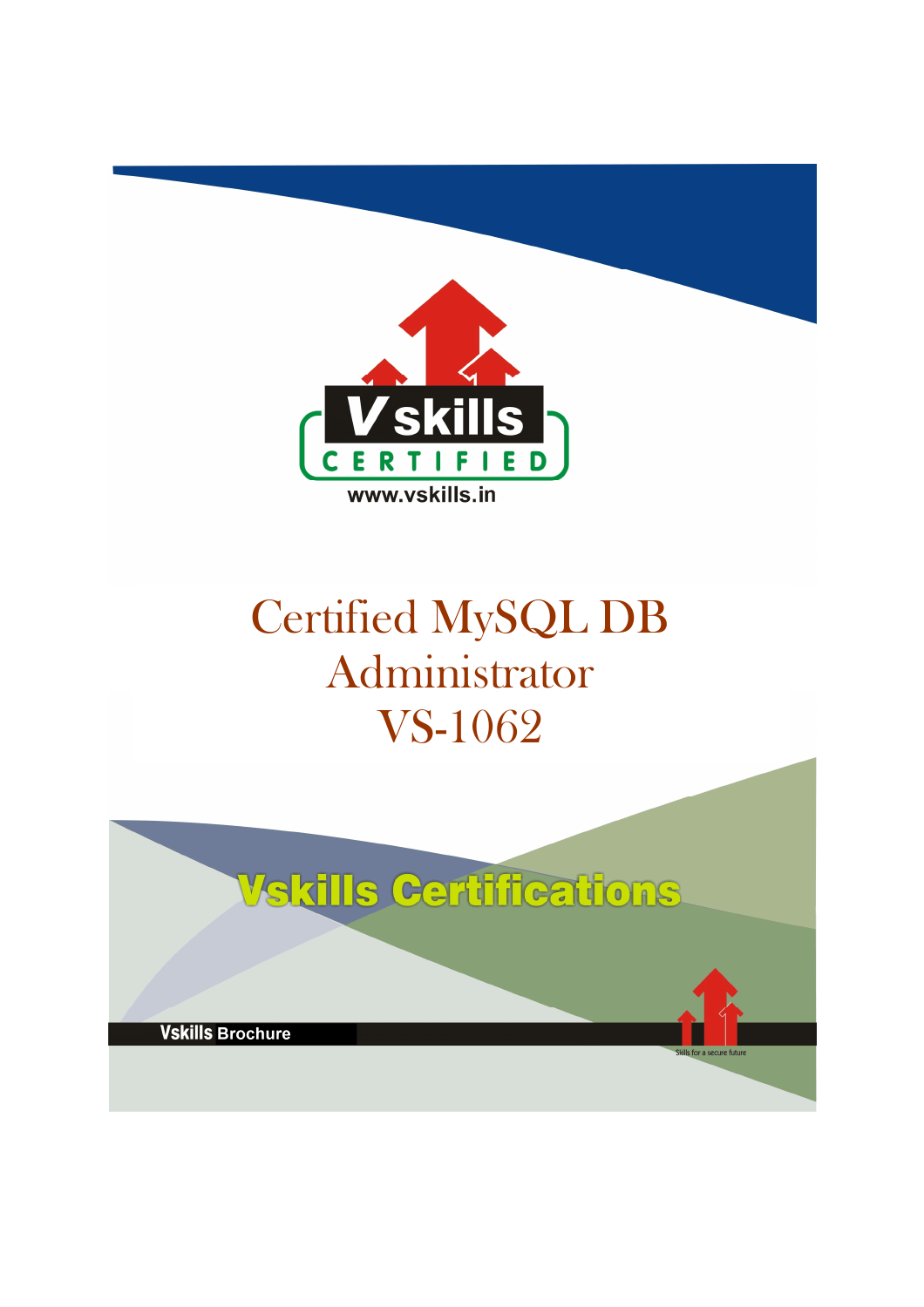Vskills CERTIFIED

www.vskills.in

# Certified MySQL DB Administrator VS-1062

**Vskills Certifications**

**Vskills** Brochure

Skills for a secure future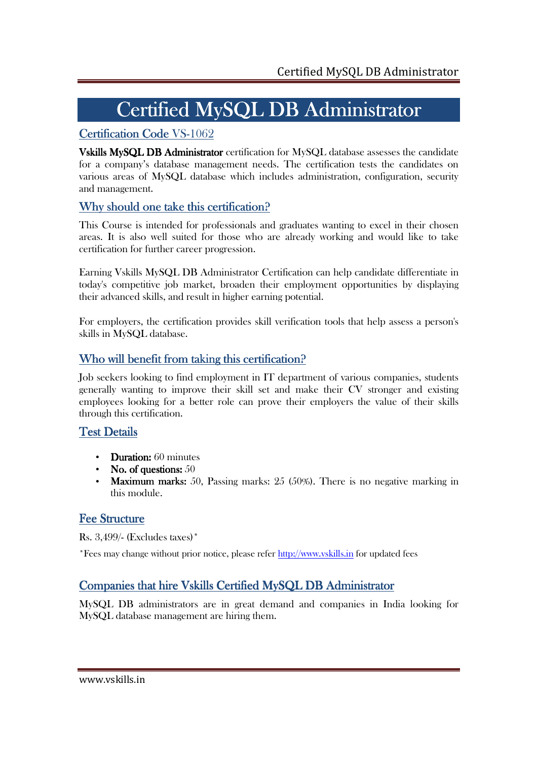# Certified MySQL DB Administrator

## Certification Code VS-1062

**Vskills MySQL DB Administrator** certification for MySQL database assesses the candidate for a company's database management needs. The certification tests the candidates on various areas of MySQL database which includes administration, configuration, security and management.

## Why should one take this certification?

This Course is intended for professionals and graduates wanting to excel in their chosen areas. It is also well suited for those who are already working and would like to take certification for further career progression.

Earning Vskills MySQL DB Administrator Certification can help candidate differentiate in today's competitive job market, broaden their employment opportunities by displaying their advanced skills, and result in higher earning potential.

For employers, the certification provides skill verification tools that help assess a person's skills in MySQL database.

## Who will benefit from taking this certification?

Job seekers looking to find employment in IT department of various companies, students generally wanting to improve their skill set and make their CV stronger and existing employees looking for a better role can prove their employers the value of their skills through this certification.

## Test Details

- **Duration:** 60 minutes
- **No. of questions:** 50
- **Maximum marks:** 50, Passing marks: 25 (50%). There is no negative marking in this module.

## Fee Structure

Rs. 3,499/- (Excludes taxes)*

*Fees may change without prior notice, please refer http://www.vskills.in for updated fees

## Companies that hire Vskills Certified MySQL DB Administrator

MySQL DB administrators are in great demand and companies in India looking for MySQL database management are hiring them.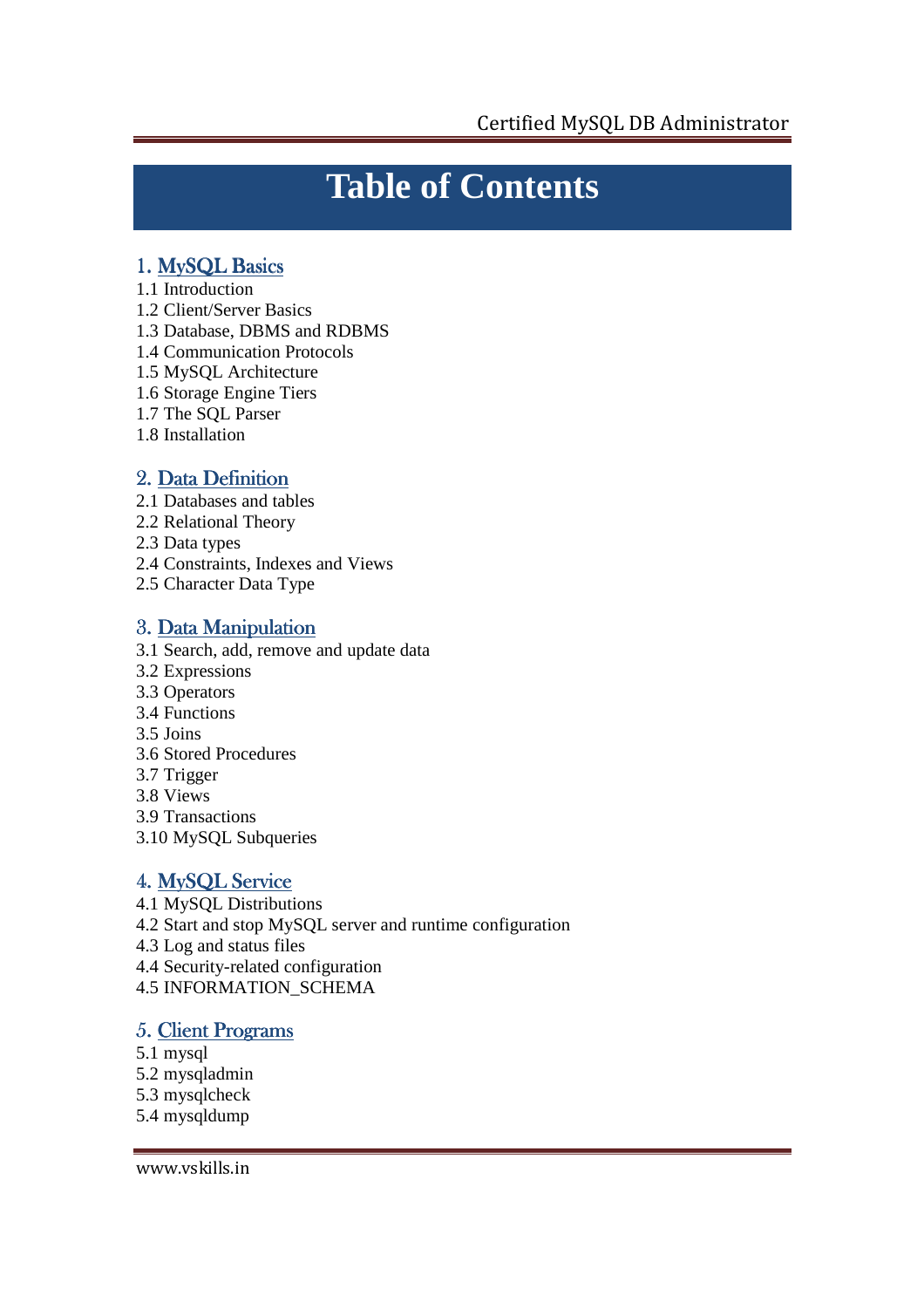# Table of Contents

## 1. MySQL Basics

1.1 Introduction
1.2 Client/Server Basics
1.3 Database, DBMS and RDBMS
1.4 Communication Protocols
1.5 MySQL Architecture
1.6 Storage Engine Tiers
1.7 The SQL Parser
1.8 Installation

## 2. Data Definition

2.1 Databases and tables
2.2 Relational Theory
2.3 Data types
2.4 Constraints, Indexes and Views
2.5 Character Data Type

## 3. Data Manipulation

3.1 Search, add, remove and update data
3.2 Expressions
3.3 Operators
3.4 Functions
3.5 Joins
3.6 Stored Procedures
3.7 Trigger
3.8 Views
3.9 Transactions
3.10 MySQL Subqueries

## 4. MySQL Service

4.1 MySQL Distributions
4.2 Start and stop MySQL server and runtime configuration
4.3 Log and status files
4.4 Security-related configuration
4.5 INFORMATION_SCHEMA

## 5. Client Programs

5.1 mysql
5.2 mysqladmin
5.3 mysqlcheck
5.4 mysqldump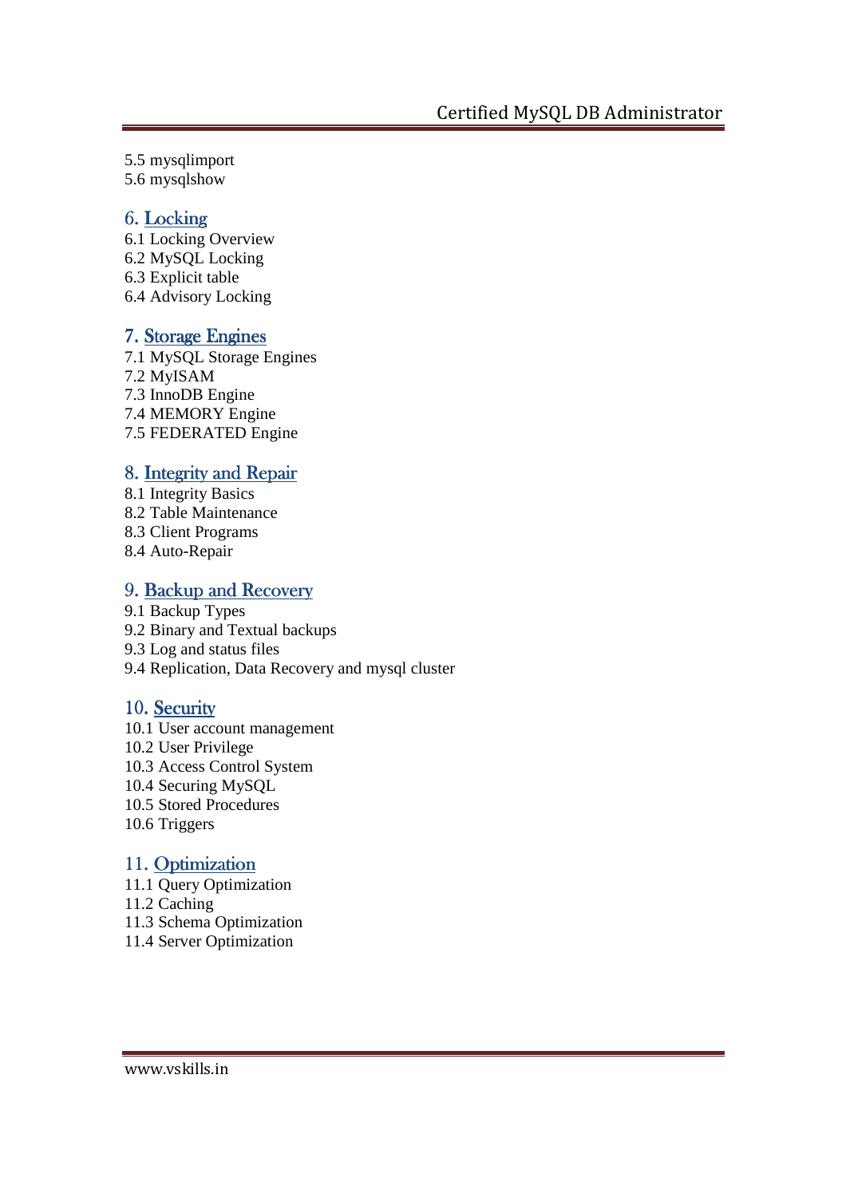5.5 mysqlimport
5.6 mysqlshow

## 6. Locking

6.1 Locking Overview
6.2 MySQL Locking
6.3 Explicit table
6.4 Advisory Locking

## 7. Storage Engines

7.1 MySQL Storage Engines
7.2 MyISAM
7.3 InnoDB Engine
7.4 MEMORY Engine
7.5 FEDERATED Engine

## 8. Integrity and Repair

8.1 Integrity Basics
8.2 Table Maintenance
8.3 Client Programs
8.4 Auto-Repair

## 9. Backup and Recovery

9.1 Backup Types
9.2 Binary and Textual backups
9.3 Log and status files
9.4 Replication, Data Recovery and mysql cluster

## 10. Security

10.1 User account management
10.2 User Privilege
10.3 Access Control System
10.4 Securing MySQL
10.5 Stored Procedures
10.6 Triggers

## 11. Optimization

11.1 Query Optimization
11.2 Caching
11.3 Schema Optimization
11.4 Server Optimization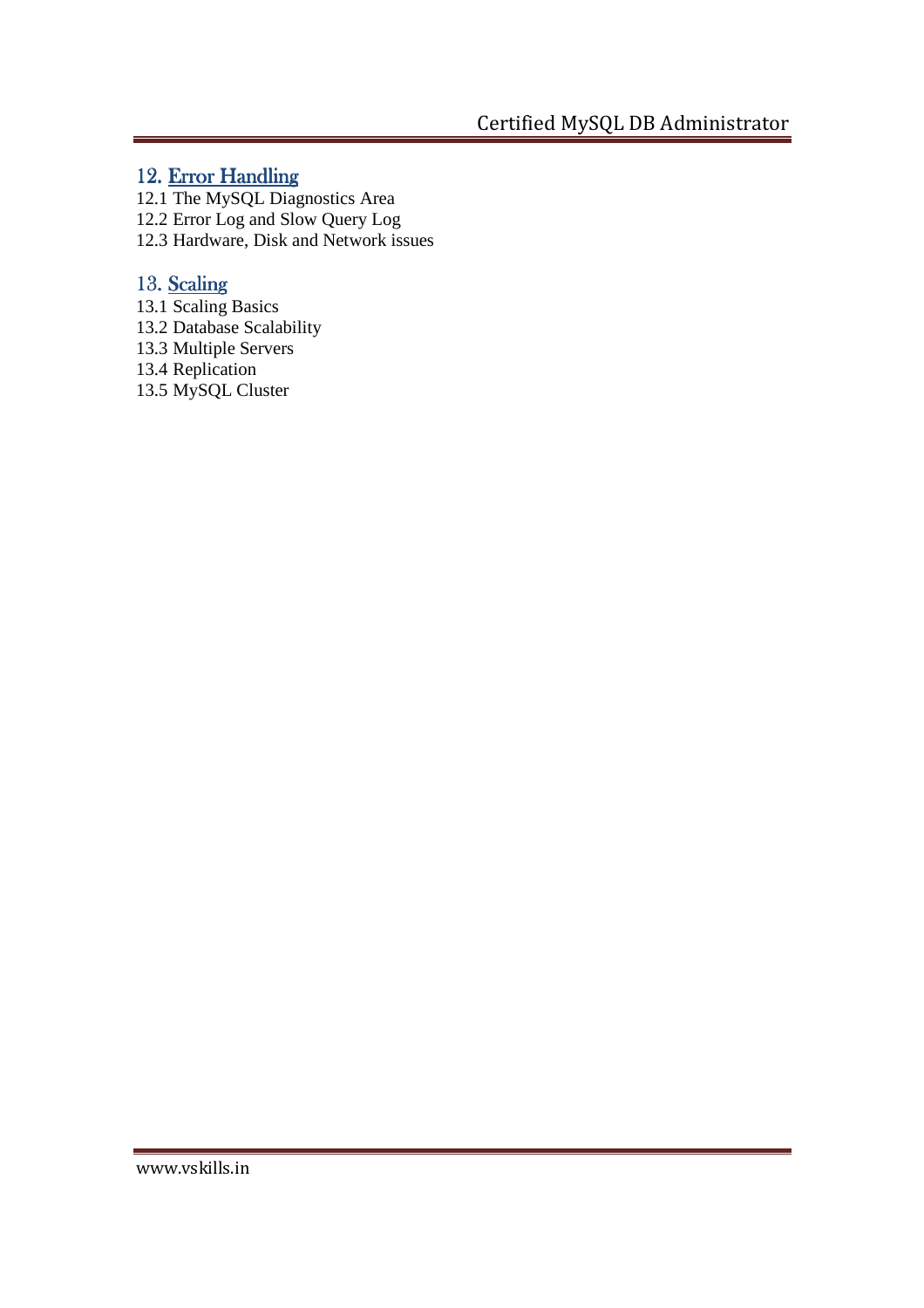## 12. Error Handling

12.1 The MySQL Diagnostics Area
12.2 Error Log and Slow Query Log
12.3 Hardware, Disk and Network issues

## 13. Scaling

13.1 Scaling Basics
13.2 Database Scalability
13.3 Multiple Servers
13.4 Replication
13.5 MySQL Cluster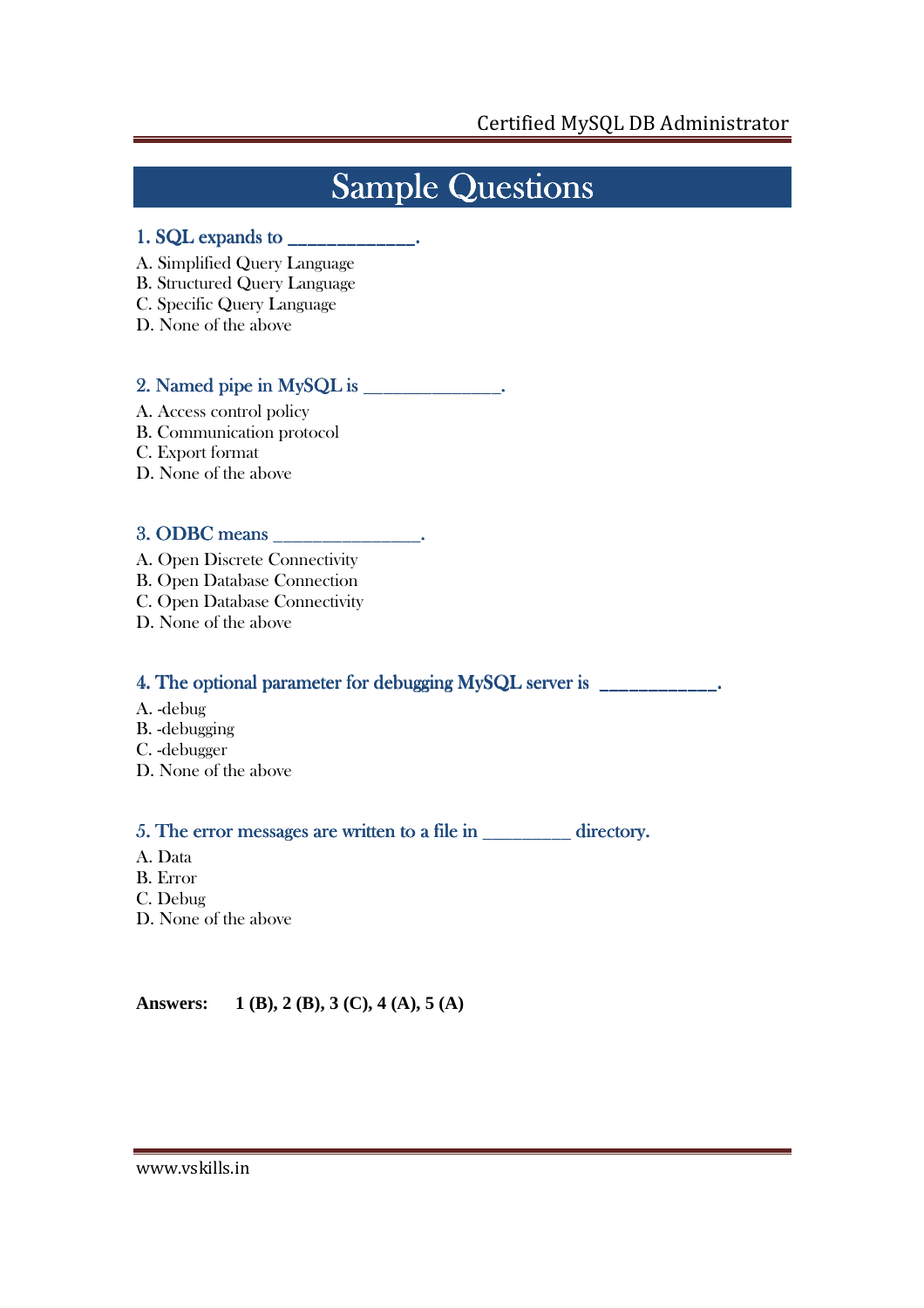# Sample Questions

### 1. SQL expands to ____________.

A. Simplified Query Language
B. Structured Query Language
C. Specific Query Language
D. None of the above

### 2. Named pipe in MySQL is ______________.

A. Access control policy
B. Communication protocol
C. Export format
D. None of the above

### 3. ODBC means _______________.

A. Open Discrete Connectivity
B. Open Database Connection
C. Open Database Connectivity
D. None of the above

### 4. The optional parameter for debugging MySQL server is ___________.

A. -debug
B. -debugging
C. -debugger
D. None of the above

### 5. The error messages are written to a file in _________ directory.

A. Data
B. Error
C. Debug
D. None of the above

**Answers: 1 (B), 2 (B), 3 (C), 4 (A), 5 (A)**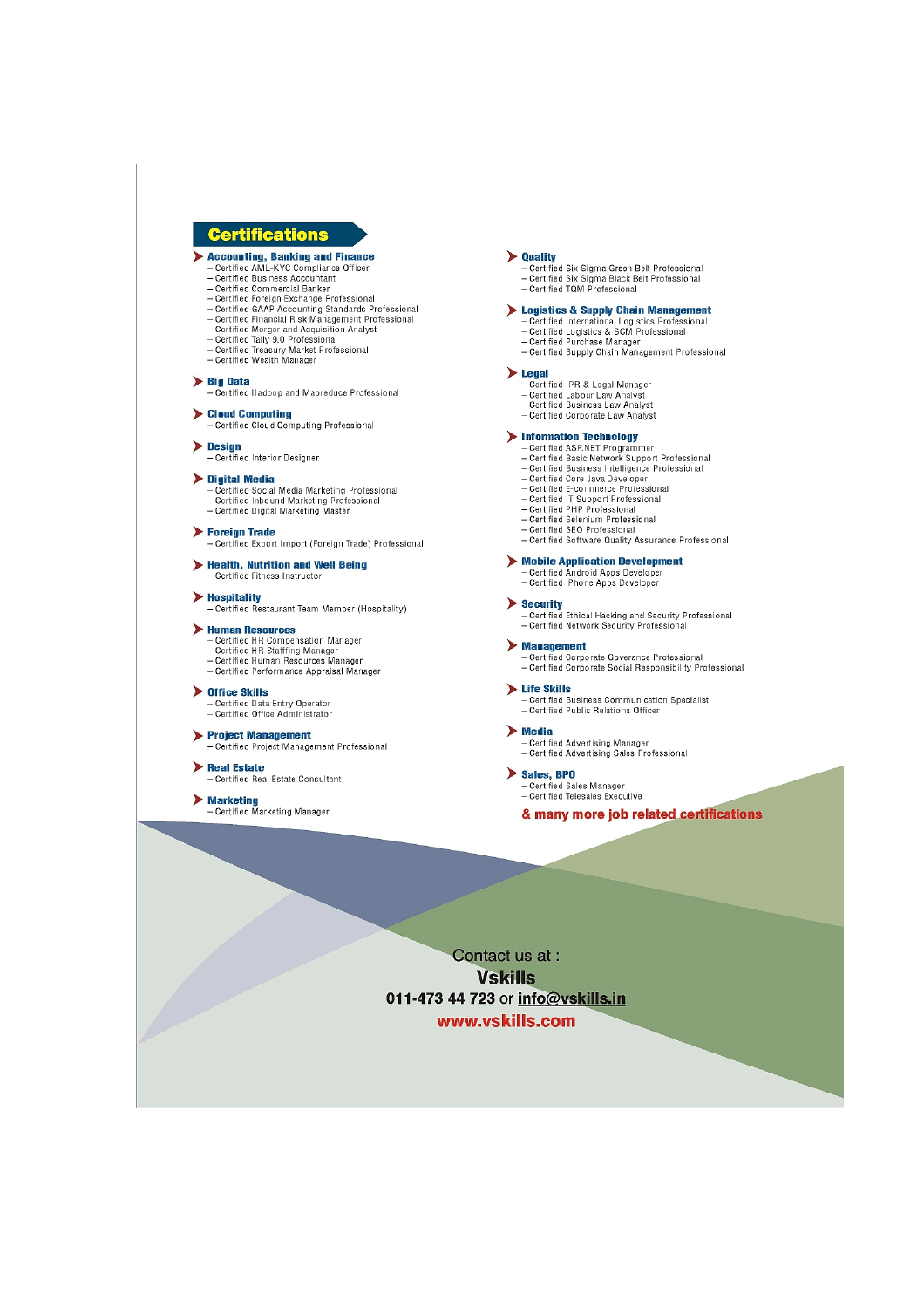## Certifications

### Accounting, Banking and Finance
- Certified AML-KYC Compliance Officer
- Certified Business Accountant
- Certified Commercial Banker
- Certified Foreign Exchange Professional
- Certified GAAP Accounting Standards Professional
- Certified Financial Risk Management Professional
- Certified Merger and Acquisition Analyst
- Certified Tally 9.0 Professional
- Certified Treasury Market Professional
- Certified Wealth Manager

### Big Data
- Certified Hadoop and Mapreduce Professional

### Cloud Computing
- Certified Cloud Computing Professional

### Design
- Certified Interior Designer

### Digital Media
- Certified Social Media Marketing Professional
- Certified Inbound Marketing Professional
- Certified Digital Marketing Master

### Foreign Trade
- Certified Export Import (Foreign Trade) Professional

### Health, Nutrition and Well Being
- Certified Fitness Instructor

### Hospitality
- Certified Restaurant Team Member (Hospitality)

### Human Resources
- Certified HR Compensation Manager
- Certified HR Staffing Manager
- Certified Human Resources Manager
- Certified Performance Appraisal Manager

### Office Skills
- Certified Data Entry Operator
- Certified Office Administrator

### Project Management
- Certified Project Management Professional

### Real Estate
- Certified Real Estate Consultant

### Marketing
- Certified Marketing Manager

### Quality
- Certified Six Sigma Green Belt Professional
- Certified Six Sigma Black Belt Professional
- Certified TQM Professional

### Logistics & Supply Chain Management
- Certified International Logistics Professional
- Certified Logistics & SCM Professional
- Certified Purchase Manager
- Certified Supply Chain Management Professional

### Legal
- Certified IPR & Legal Manager
- Certified Labour Law Analyst
- Certified Business Law Analyst
- Certified Corporate Law Analyst

### Information Technology
- Certified ASP.NET Programmer
- Certified Basic Network Support Professional
- Certified Business Intelligence Professional
- Certified Core Java Developer
- Certified E-commerce Professional
- Certified IT Support Professional
- Certified PHP Professional
- Certified Selenium Professional
- Certified SEO Professional
- Certified Software Quality Assurance Professional

### Mobile Application Development
- Certified Android Apps Developer
- Certified iPhone Apps Developer

### Security
- Certified Ethical Hacking and Security Professional
- Certified Network Security Professional

### Management
- Certified Corporate Goverance Professional
- Certified Corporate Social Responsibility Professional

### Life Skills
- Certified Business Communication Specialist
- Certified Public Relations Officer

### Media
- Certified Advertising Manager
- Certified Advertising Sales Professional

### Sales, BPO
- Certified Sales Manager
- Certified Telesales Executive

**& many more job related certifications**

Contact us at :

**Vskills**

**011-473 44 723** or **info@vskills.in**

**www.vskills.com**